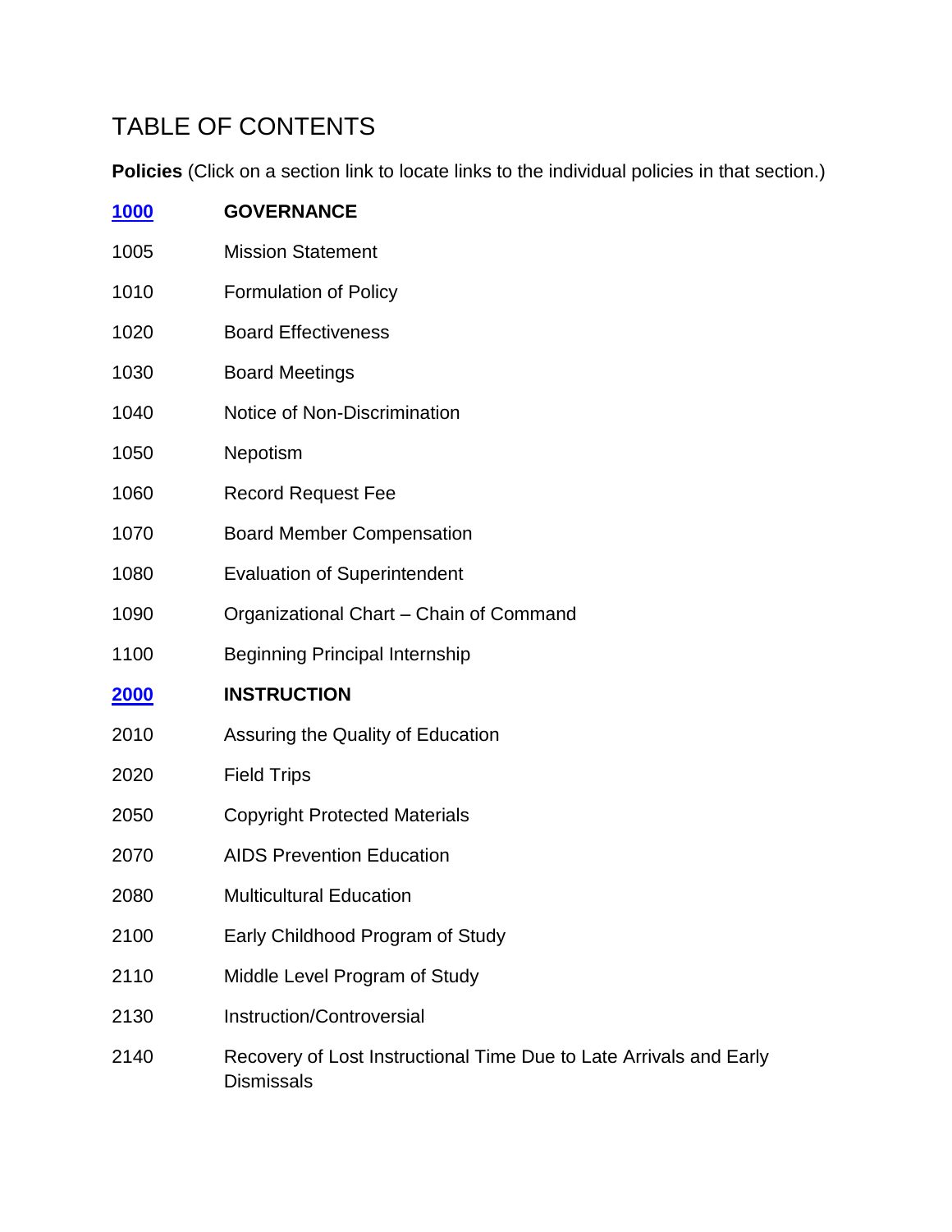# TABLE OF CONTENTS

**Policies** (Click on a section link to locate links to the individual policies in that section.)

| | |
|---|---|
| **1000** | **GOVERNANCE** |
| 1005 | Mission Statement |
| 1010 | Formulation of Policy |
| 1020 | Board Effectiveness |
| 1030 | Board Meetings |
| 1040 | Notice of Non-Discrimination |
| 1050 | Nepotism |
| 1060 | Record Request Fee |
| 1070 | Board Member Compensation |
| 1080 | Evaluation of Superintendent |
| 1090 | Organizational Chart – Chain of Command |
| 1100 | Beginning Principal Internship |
| **2000** | **INSTRUCTION** |
| 2010 | Assuring the Quality of Education |
| 2020 | Field Trips |
| 2050 | Copyright Protected Materials |
| 2070 | AIDS Prevention Education |
| 2080 | Multicultural Education |
| 2100 | Early Childhood Program of Study |
| 2110 | Middle Level Program of Study |
| 2130 | Instruction/Controversial |
| 2140 | Recovery of Lost Instructional Time Due to Late Arrivals and Early Dismissals |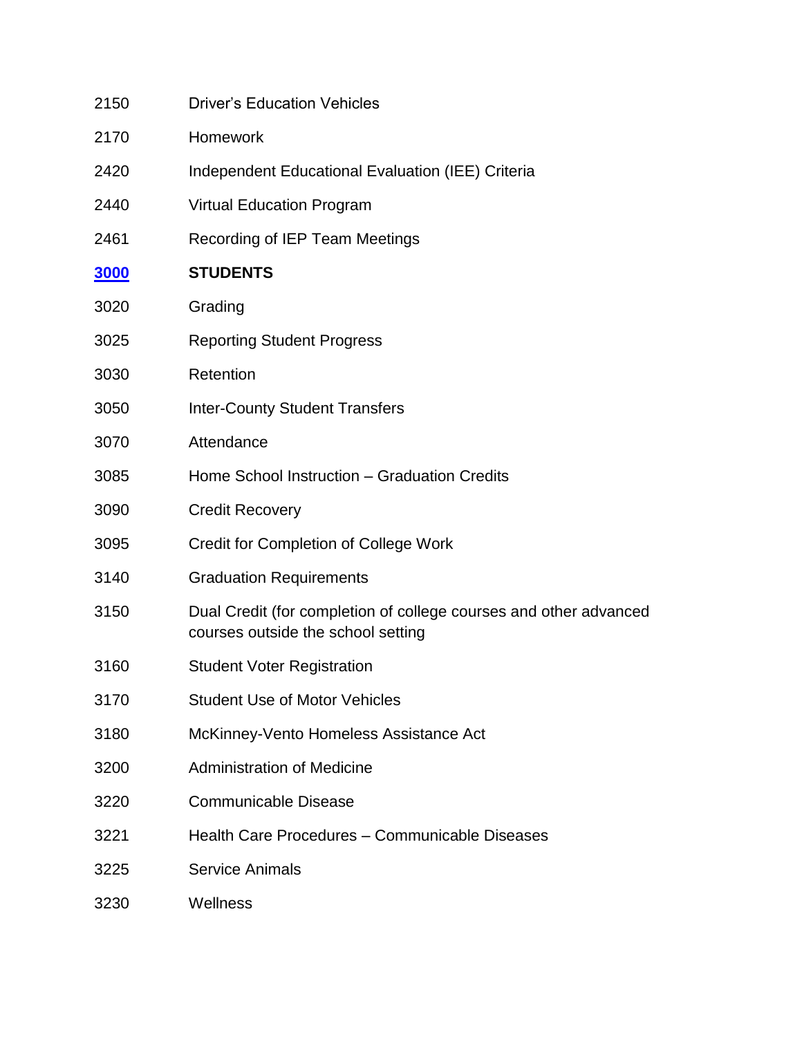| | |
|---|---|
| 2150 | Driver's Education Vehicles |
| 2170 | Homework |
| 2420 | Independent Educational Evaluation (IEE) Criteria |
| 2440 | Virtual Education Program |
| 2461 | Recording of IEP Team Meetings |
| **3000** | **STUDENTS** |
| 3020 | Grading |
| 3025 | Reporting Student Progress |
| 3030 | Retention |
| 3050 | Inter-County Student Transfers |
| 3070 | Attendance |
| 3085 | Home School Instruction – Graduation Credits |
| 3090 | Credit Recovery |
| 3095 | Credit for Completion of College Work |
| 3140 | Graduation Requirements |
| 3150 | Dual Credit (for completion of college courses and other advanced courses outside the school setting |
| 3160 | Student Voter Registration |
| 3170 | Student Use of Motor Vehicles |
| 3180 | McKinney-Vento Homeless Assistance Act |
| 3200 | Administration of Medicine |
| 3220 | Communicable Disease |
| 3221 | Health Care Procedures – Communicable Diseases |
| 3225 | Service Animals |
| 3230 | Wellness |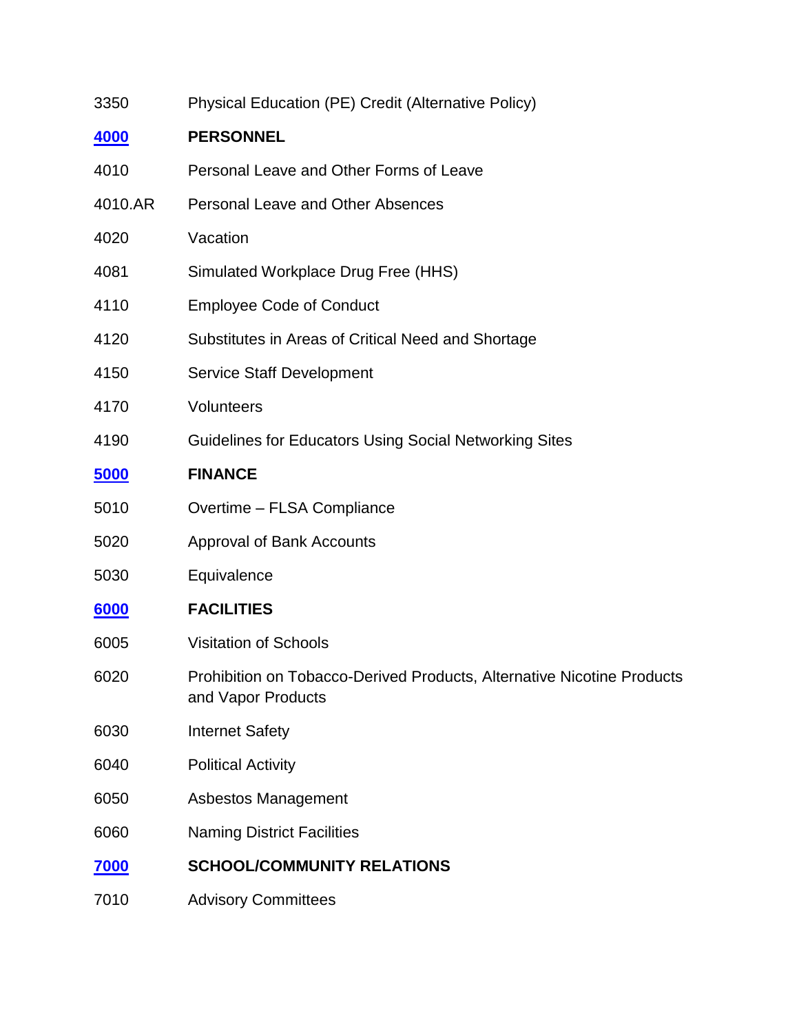| | |
|---|---|
| 3350 | Physical Education (PE) Credit (Alternative Policy) |
| **4000** | **PERSONNEL** |
| 4010 | Personal Leave and Other Forms of Leave |
| 4010.AR | Personal Leave and Other Absences |
| 4020 | Vacation |
| 4081 | Simulated Workplace Drug Free (HHS) |
| 4110 | Employee Code of Conduct |
| 4120 | Substitutes in Areas of Critical Need and Shortage |
| 4150 | Service Staff Development |
| 4170 | Volunteers |
| 4190 | Guidelines for Educators Using Social Networking Sites |
| **5000** | **FINANCE** |
| 5010 | Overtime – FLSA Compliance |
| 5020 | Approval of Bank Accounts |
| 5030 | Equivalence |
| **6000** | **FACILITIES** |
| 6005 | Visitation of Schools |
| 6020 | Prohibition on Tobacco-Derived Products, Alternative Nicotine Products and Vapor Products |
| 6030 | Internet Safety |
| 6040 | Political Activity |
| 6050 | Asbestos Management |
| 6060 | Naming District Facilities |
| **7000** | **SCHOOL/COMMUNITY RELATIONS** |
| 7010 | Advisory Committees |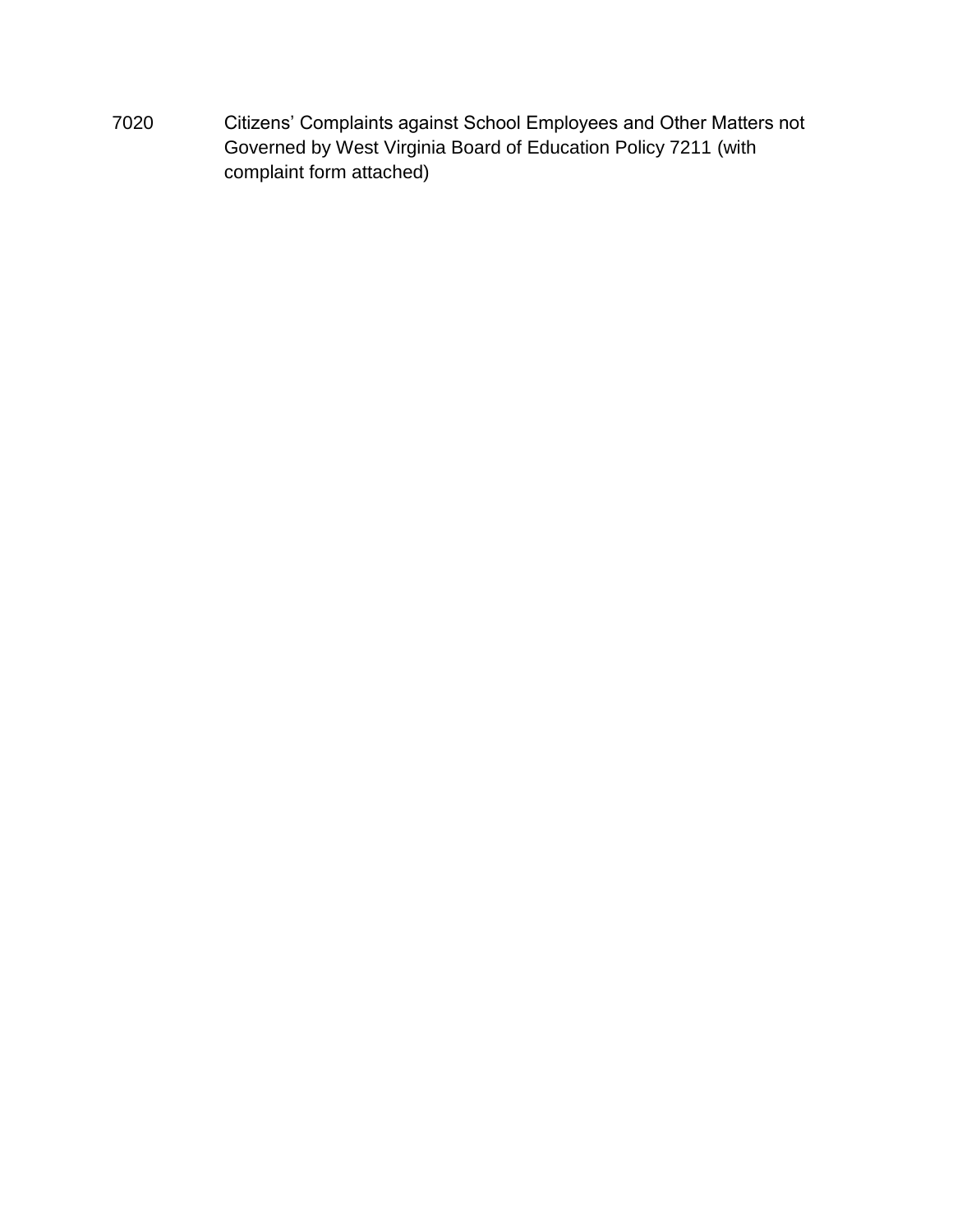7020 Citizens' Complaints against School Employees and Other Matters not Governed by West Virginia Board of Education Policy 7211 (with complaint form attached)